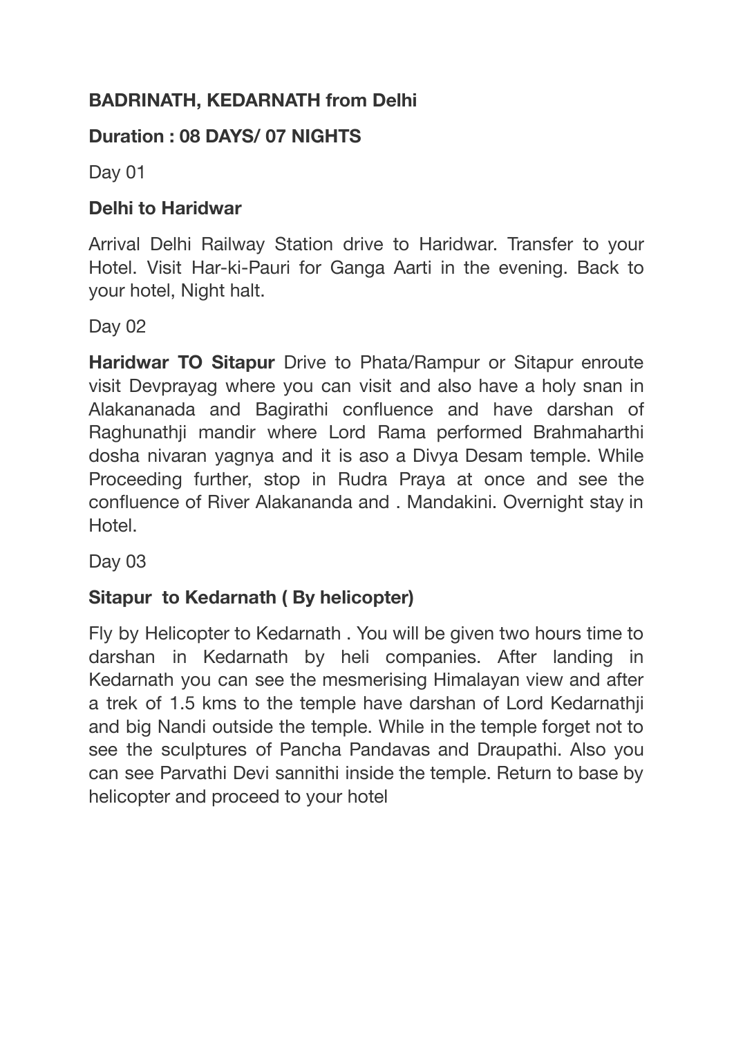**BADRINATH, KEDARNATH from Delhi**

**Duration : 08 DAYS/ 07 NIGHTS**

Day 01

**Delhi to Haridwar**

Arrival Delhi Railway Station drive to Haridwar. Transfer to your Hotel. Visit Har-ki-Pauri for Ganga Aarti in the evening. Back to your hotel, Night halt.

Day 02

**Haridwar TO Sitapur** Drive to Phata/Rampur or Sitapur enroute visit Devprayag where you can visit and also have a holy snan in Alakananada and Bagirathi confluence and have darshan of Raghunathji mandir where Lord Rama performed Brahmaharthi dosha nivaran yagnya and it is aso a Divya Desam temple. While Proceeding further, stop in Rudra Praya at once and see the confluence of River Alakananda and . Mandakini. Overnight stay in Hotel.

Day 03

**Sitapur to Kedarnath ( By helicopter)**

Fly by Helicopter to Kedarnath . You will be given two hours time to darshan in Kedarnath by heli companies. After landing in Kedarnath you can see the mesmerising Himalayan view and after a trek of 1.5 kms to the temple have darshan of Lord Kedarnathji and big Nandi outside the temple. While in the temple forget not to see the sculptures of Pancha Pandavas and Draupathi. Also you can see Parvathi Devi sannithi inside the temple. Return to base by helicopter and proceed to your hotel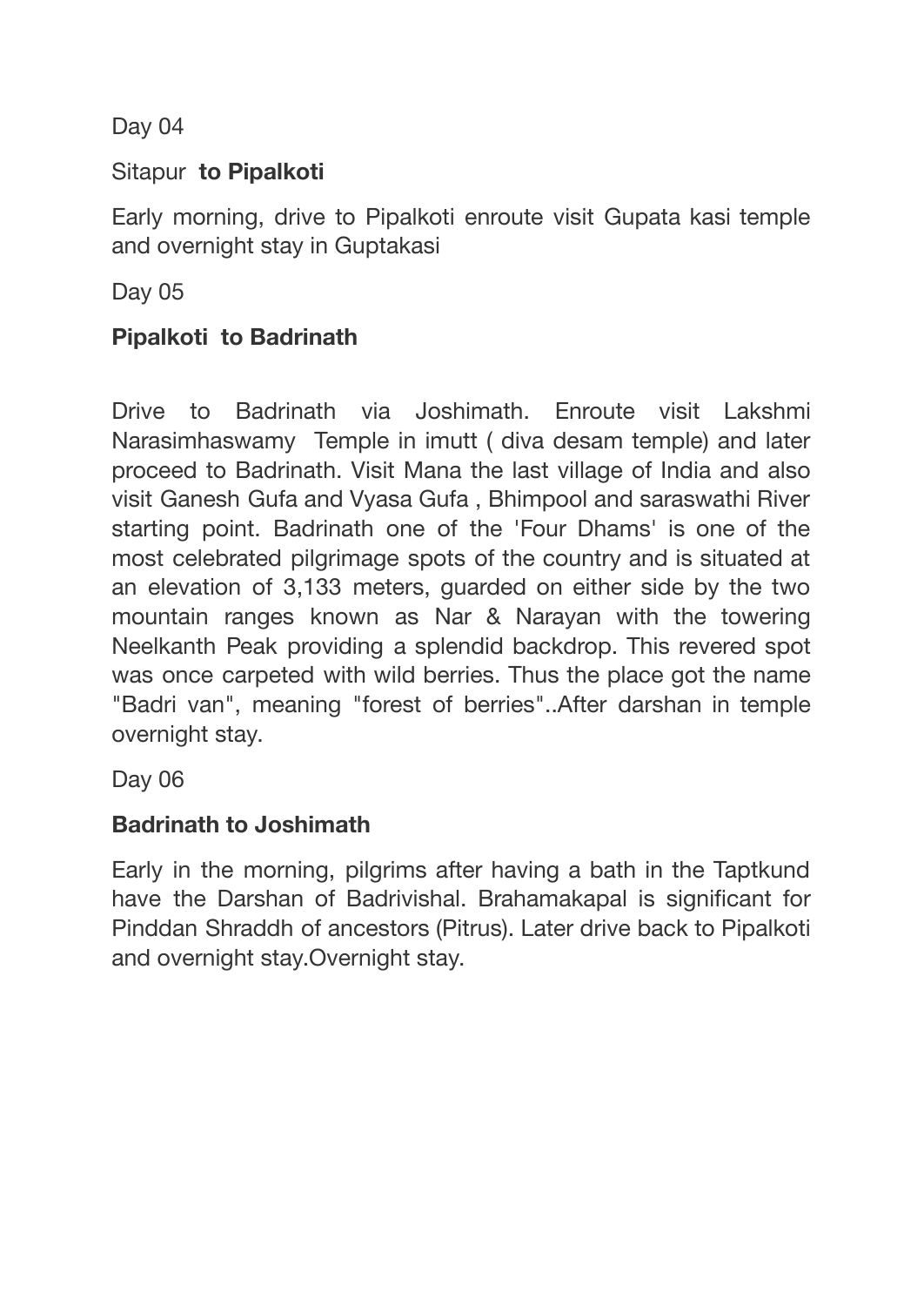Day 04

Sitapur **to Pipalkoti**

Early morning, drive to Pipalkoti enroute visit Gupata kasi temple and overnight stay in Guptakasi

Day 05

**Pipalkoti to Badrinath**

Drive to Badrinath via Joshimath. Enroute visit Lakshmi Narasimhaswamy Temple in imutt ( diva desam temple) and later proceed to Badrinath. Visit Mana the last village of India and also visit Ganesh Gufa and Vyasa Gufa , Bhimpool and saraswathi River starting point. Badrinath one of the 'Four Dhams' is one of the most celebrated pilgrimage spots of the country and is situated at an elevation of 3,133 meters, guarded on either side by the two mountain ranges known as Nar & Narayan with the towering Neelkanth Peak providing a splendid backdrop. This revered spot was once carpeted with wild berries. Thus the place got the name "Badri van", meaning "forest of berries"..After darshan in temple overnight stay.

Day 06

**Badrinath to Joshimath**

Early in the morning, pilgrims after having a bath in the Taptkund have the Darshan of Badrivishal. Brahamakapal is significant for Pinddan Shraddh of ancestors (Pitrus). Later drive back to Pipalkoti and overnight stay.Overnight stay.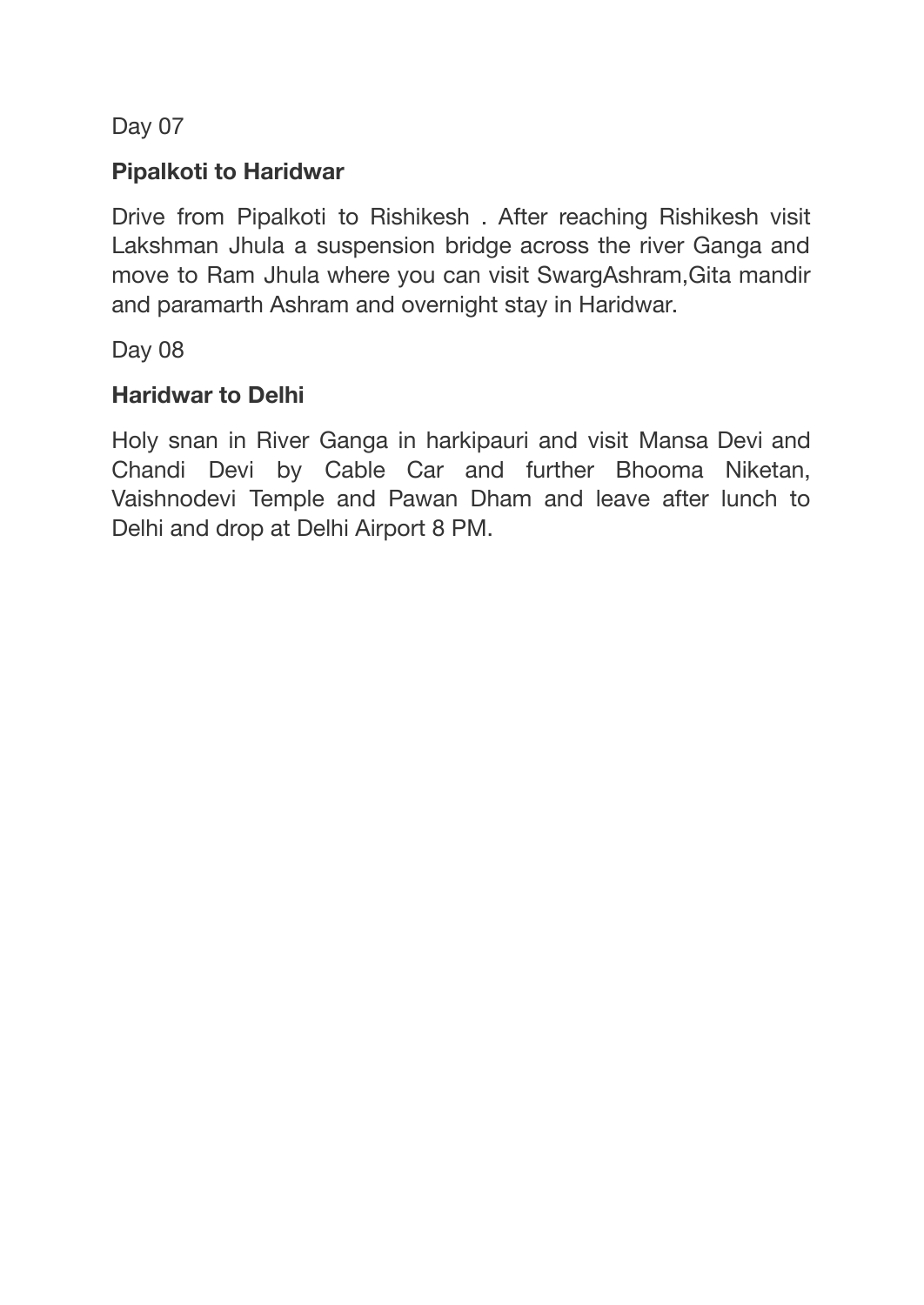Day 07

**Pipalkoti to Haridwar**

Drive from Pipalkoti to Rishikesh . After reaching Rishikesh visit Lakshman Jhula a suspension bridge across the river Ganga and move to Ram Jhula where you can visit SwargAshram,Gita mandir and paramarth Ashram and overnight stay in Haridwar.

Day 08

**Haridwar to Delhi**

Holy snan in River Ganga in harkipauri and visit Mansa Devi and Chandi Devi by Cable Car and further Bhooma Niketan, Vaishnodevi Temple and Pawan Dham and leave after lunch to Delhi and drop at Delhi Airport 8 PM.